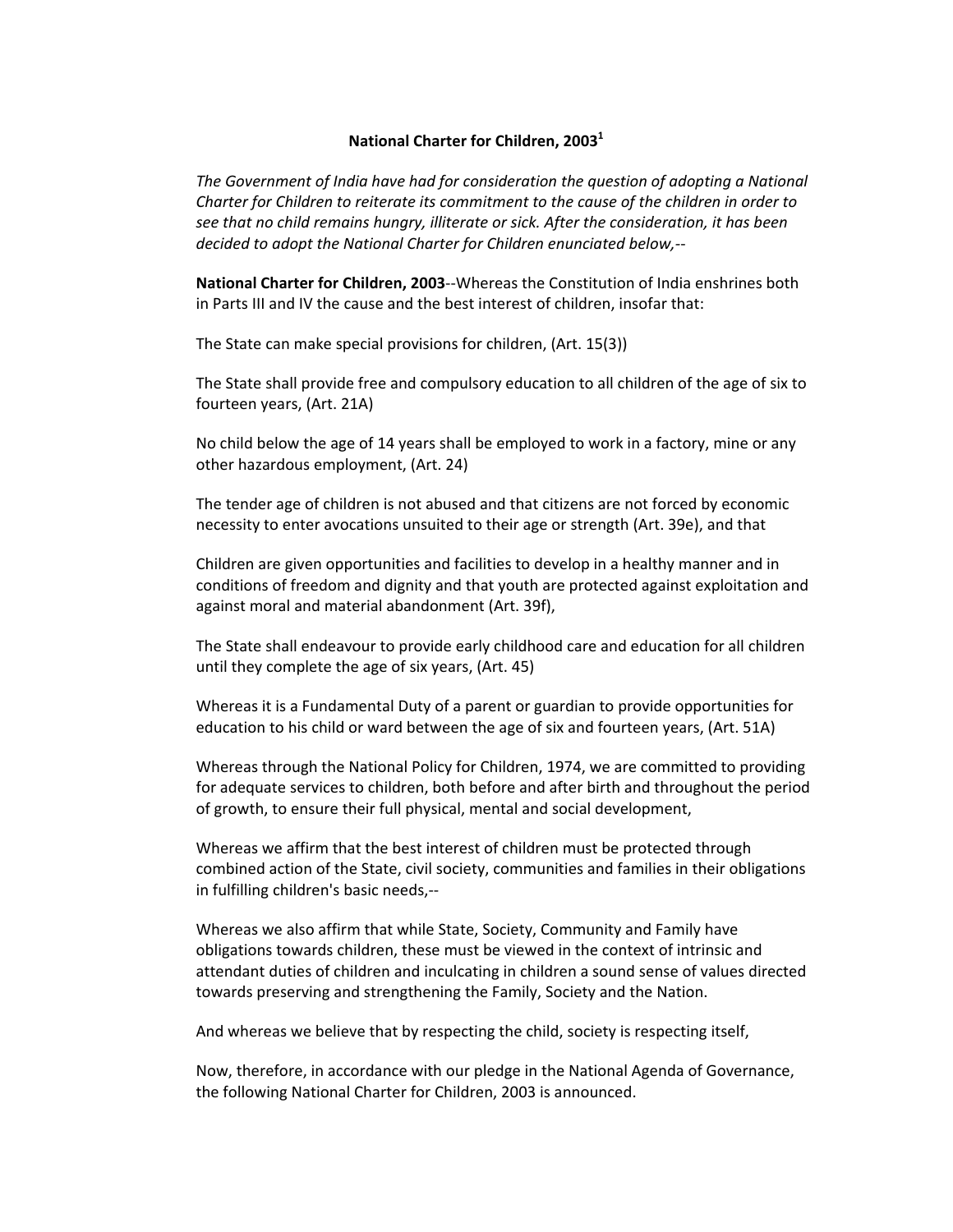# National Charter for Children, 2003[1]

*The Government of India have had for consideration the question of adopting a National Charter for Children to reiterate its commitment to the cause of the children in order to see that no child remains hungry, illiterate or sick. After the consideration, it has been decided to adopt the National Charter for Children enunciated below,--*

**National Charter for Children, 2003**--Whereas the Constitution of India enshrines both in Parts III and IV the cause and the best interest of children, insofar that:

The State can make special provisions for children, (Art. 15(3))

The State shall provide free and compulsory education to all children of the age of six to fourteen years, (Art. 21A)

No child below the age of 14 years shall be employed to work in a factory, mine or any other hazardous employment, (Art. 24)

The tender age of children is not abused and that citizens are not forced by economic necessity to enter avocations unsuited to their age or strength (Art. 39e), and that

Children are given opportunities and facilities to develop in a healthy manner and in conditions of freedom and dignity and that youth are protected against exploitation and against moral and material abandonment (Art. 39f),

The State shall endeavour to provide early childhood care and education for all children until they complete the age of six years, (Art. 45)

Whereas it is a Fundamental Duty of a parent or guardian to provide opportunities for education to his child or ward between the age of six and fourteen years, (Art. 51A)

Whereas through the National Policy for Children, 1974, we are committed to providing for adequate services to children, both before and after birth and throughout the period of growth, to ensure their full physical, mental and social development,

Whereas we affirm that the best interest of children must be protected through combined action of the State, civil society, communities and families in their obligations in fulfilling children's basic needs,--

Whereas we also affirm that while State, Society, Community and Family have obligations towards children, these must be viewed in the context of intrinsic and attendant duties of children and inculcating in children a sound sense of values directed towards preserving and strengthening the Family, Society and the Nation.

And whereas we believe that by respecting the child, society is respecting itself,

Now, therefore, in accordance with our pledge in the National Agenda of Governance, the following National Charter for Children, 2003 is announced.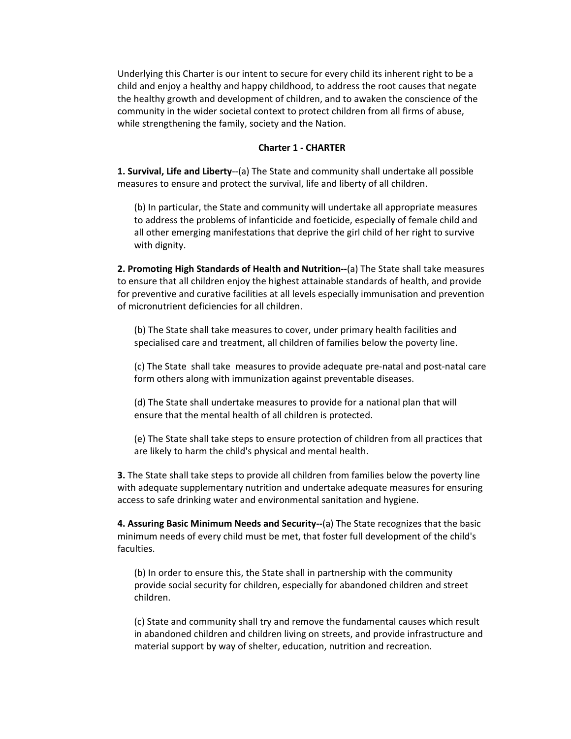Underlying this Charter is our intent to secure for every child its inherent right to be a child and enjoy a healthy and happy childhood, to address the root causes that negate the healthy growth and development of children, and to awaken the conscience of the community in the wider societal context to protect children from all firms of abuse, while strengthening the family, society and the Nation.

**Charter 1 - CHARTER**

**1. Survival, Life and Liberty**--(a) The State and community shall undertake all possible measures to ensure and protect the survival, life and liberty of all children.

> (b) In particular, the State and community will undertake all appropriate measures to address the problems of infanticide and foeticide, especially of female child and all other emerging manifestations that deprive the girl child of her right to survive with dignity.

**2. Promoting High Standards of Health and Nutrition--**(a) The State shall take measures to ensure that all children enjoy the highest attainable standards of health, and provide for preventive and curative facilities at all levels especially immunisation and prevention of micronutrient deficiencies for all children.

> (b) The State shall take measures to cover, under primary health facilities and specialised care and treatment, all children of families below the poverty line.
>
> (c) The State shall take measures to provide adequate pre-natal and post-natal care form others along with immunization against preventable diseases.
>
> (d) The State shall undertake measures to provide for a national plan that will ensure that the mental health of all children is protected.
>
> (e) The State shall take steps to ensure protection of children from all practices that are likely to harm the child's physical and mental health.

**3.** The State shall take steps to provide all children from families below the poverty line with adequate supplementary nutrition and undertake adequate measures for ensuring access to safe drinking water and environmental sanitation and hygiene.

**4. Assuring Basic Minimum Needs and Security--**(a) The State recognizes that the basic minimum needs of every child must be met, that foster full development of the child's faculties.

> (b) In order to ensure this, the State shall in partnership with the community provide social security for children, especially for abandoned children and street children.
>
> (c) State and community shall try and remove the fundamental causes which result in abandoned children and children living on streets, and provide infrastructure and material support by way of shelter, education, nutrition and recreation.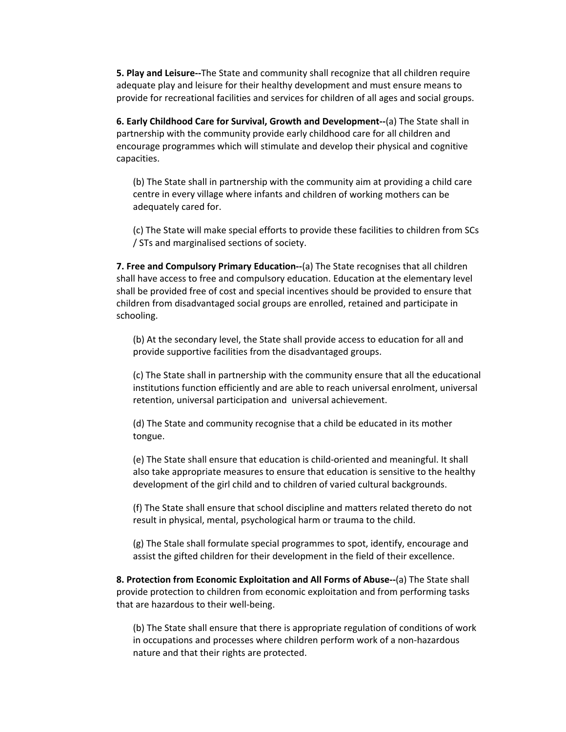**5. Play and Leisure--**The State and community shall recognize that all children require adequate play and leisure for their healthy development and must ensure means to provide for recreational facilities and services for children of all ages and social groups.

**6. Early Childhood Care for Survival, Growth and Development--**(a) The State shall in partnership with the community provide early childhood care for all children and encourage programmes which will stimulate and develop their physical and cognitive capacities.

(b) The State shall in partnership with the community aim at providing a child care centre in every village where infants and children of working mothers can be adequately cared for.

(c) The State will make special efforts to provide these facilities to children from SCs / STs and marginalised sections of society.

**7. Free and Compulsory Primary Education--**(a) The State recognises that all children shall have access to free and compulsory education. Education at the elementary level shall be provided free of cost and special incentives should be provided to ensure that children from disadvantaged social groups are enrolled, retained and participate in schooling.

(b) At the secondary level, the State shall provide access to education for all and provide supportive facilities from the disadvantaged groups.

(c) The State shall in partnership with the community ensure that all the educational institutions function efficiently and are able to reach universal enrolment, universal retention, universal participation and universal achievement.

(d) The State and community recognise that a child be educated in its mother tongue.

(e) The State shall ensure that education is child-oriented and meaningful. It shall also take appropriate measures to ensure that education is sensitive to the healthy development of the girl child and to children of varied cultural backgrounds.

(f) The State shall ensure that school discipline and matters related thereto do not result in physical, mental, psychological harm or trauma to the child.

(g) The Stale shall formulate special programmes to spot, identify, encourage and assist the gifted children for their development in the field of their excellence.

**8. Protection from Economic Exploitation and All Forms of Abuse--**(a) The State shall provide protection to children from economic exploitation and from performing tasks that are hazardous to their well-being.

(b) The State shall ensure that there is appropriate regulation of conditions of work in occupations and processes where children perform work of a non-hazardous nature and that their rights are protected.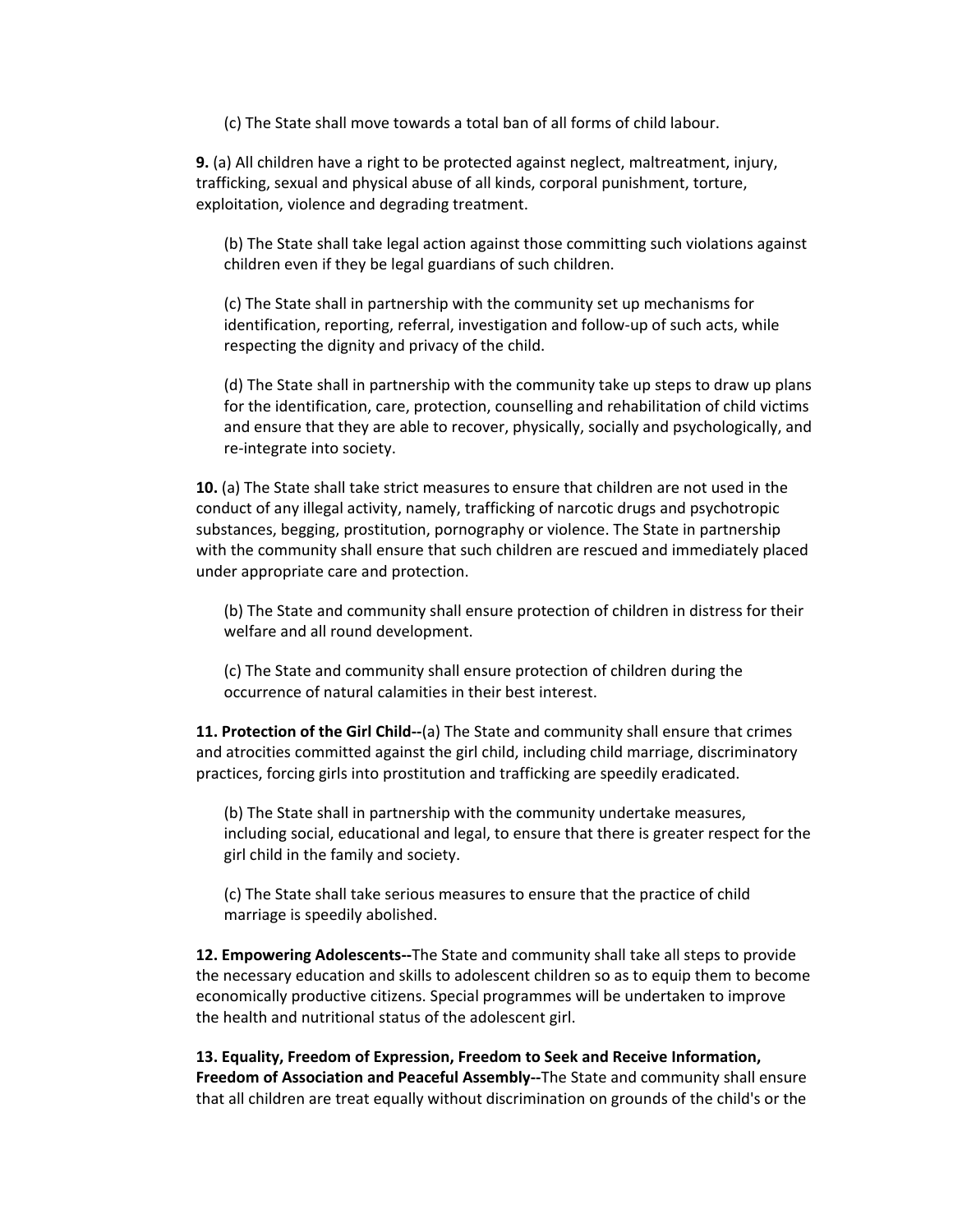(c) The State shall move towards a total ban of all forms of child labour.

**9.** (a) All children have a right to be protected against neglect, maltreatment, injury, trafficking, sexual and physical abuse of all kinds, corporal punishment, torture, exploitation, violence and degrading treatment.

(b) The State shall take legal action against those committing such violations against children even if they be legal guardians of such children.

(c) The State shall in partnership with the community set up mechanisms for identification, reporting, referral, investigation and follow-up of such acts, while respecting the dignity and privacy of the child.

(d) The State shall in partnership with the community take up steps to draw up plans for the identification, care, protection, counselling and rehabilitation of child victims and ensure that they are able to recover, physically, socially and psychologically, and re-integrate into society.

**10.** (a) The State shall take strict measures to ensure that children are not used in the conduct of any illegal activity, namely, trafficking of narcotic drugs and psychotropic substances, begging, prostitution, pornography or violence. The State in partnership with the community shall ensure that such children are rescued and immediately placed under appropriate care and protection.

(b) The State and community shall ensure protection of children in distress for their welfare and all round development.

(c) The State and community shall ensure protection of children during the occurrence of natural calamities in their best interest.

**11. Protection of the Girl Child--**(a) The State and community shall ensure that crimes and atrocities committed against the girl child, including child marriage, discriminatory practices, forcing girls into prostitution and trafficking are speedily eradicated.

(b) The State shall in partnership with the community undertake measures, including social, educational and legal, to ensure that there is greater respect for the girl child in the family and society.

(c) The State shall take serious measures to ensure that the practice of child marriage is speedily abolished.

**12. Empowering Adolescents--**The State and community shall take all steps to provide the necessary education and skills to adolescent children so as to equip them to become economically productive citizens. Special programmes will be undertaken to improve the health and nutritional status of the adolescent girl.

**13. Equality, Freedom of Expression, Freedom to Seek and Receive Information, Freedom of Association and Peaceful Assembly--**The State and community shall ensure that all children are treat equally without discrimination on grounds of the child's or the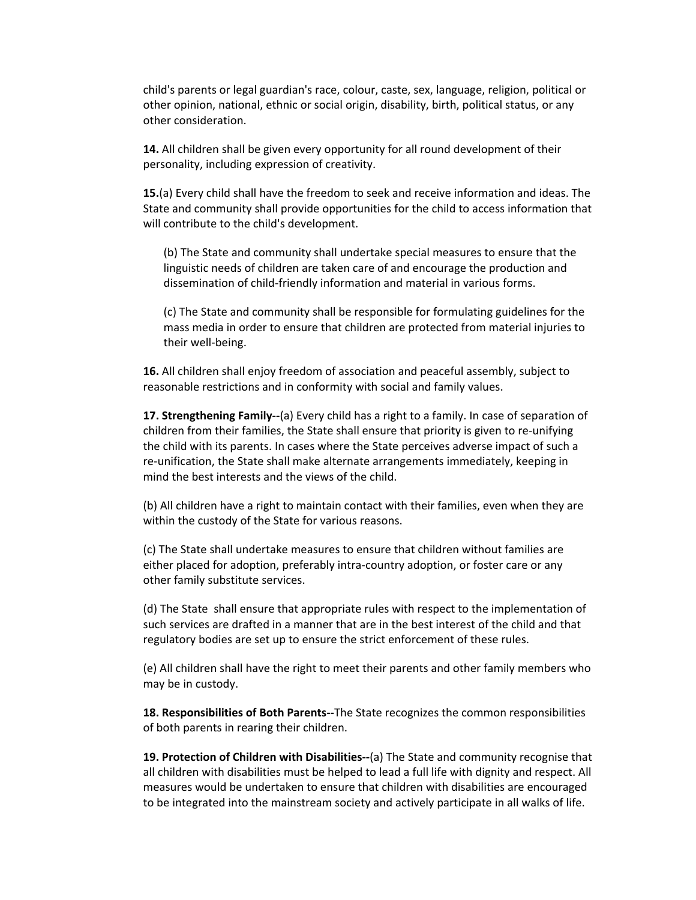child's parents or legal guardian's race, colour, caste, sex, language, religion, political or other opinion, national, ethnic or social origin, disability, birth, political status, or any other consideration.

**14.** All children shall be given every opportunity for all round development of their personality, including expression of creativity.

**15.**(a) Every child shall have the freedom to seek and receive information and ideas. The State and community shall provide opportunities for the child to access information that will contribute to the child's development.

(b) The State and community shall undertake special measures to ensure that the linguistic needs of children are taken care of and encourage the production and dissemination of child-friendly information and material in various forms.

(c) The State and community shall be responsible for formulating guidelines for the mass media in order to ensure that children are protected from material injuries to their well-being.

**16.** All children shall enjoy freedom of association and peaceful assembly, subject to reasonable restrictions and in conformity with social and family values.

**17. Strengthening Family--**(a) Every child has a right to a family. In case of separation of children from their families, the State shall ensure that priority is given to re-unifying the child with its parents. In cases where the State perceives adverse impact of such a re-unification, the State shall make alternate arrangements immediately, keeping in mind the best interests and the views of the child.

(b) All children have a right to maintain contact with their families, even when they are within the custody of the State for various reasons.

(c) The State shall undertake measures to ensure that children without families are either placed for adoption, preferably intra-country adoption, or foster care or any other family substitute services.

(d) The State shall ensure that appropriate rules with respect to the implementation of such services are drafted in a manner that are in the best interest of the child and that regulatory bodies are set up to ensure the strict enforcement of these rules.

(e) All children shall have the right to meet their parents and other family members who may be in custody.

**18. Responsibilities of Both Parents--**The State recognizes the common responsibilities of both parents in rearing their children.

**19. Protection of Children with Disabilities--**(a) The State and community recognise that all children with disabilities must be helped to lead a full life with dignity and respect. All measures would be undertaken to ensure that children with disabilities are encouraged to be integrated into the mainstream society and actively participate in all walks of life.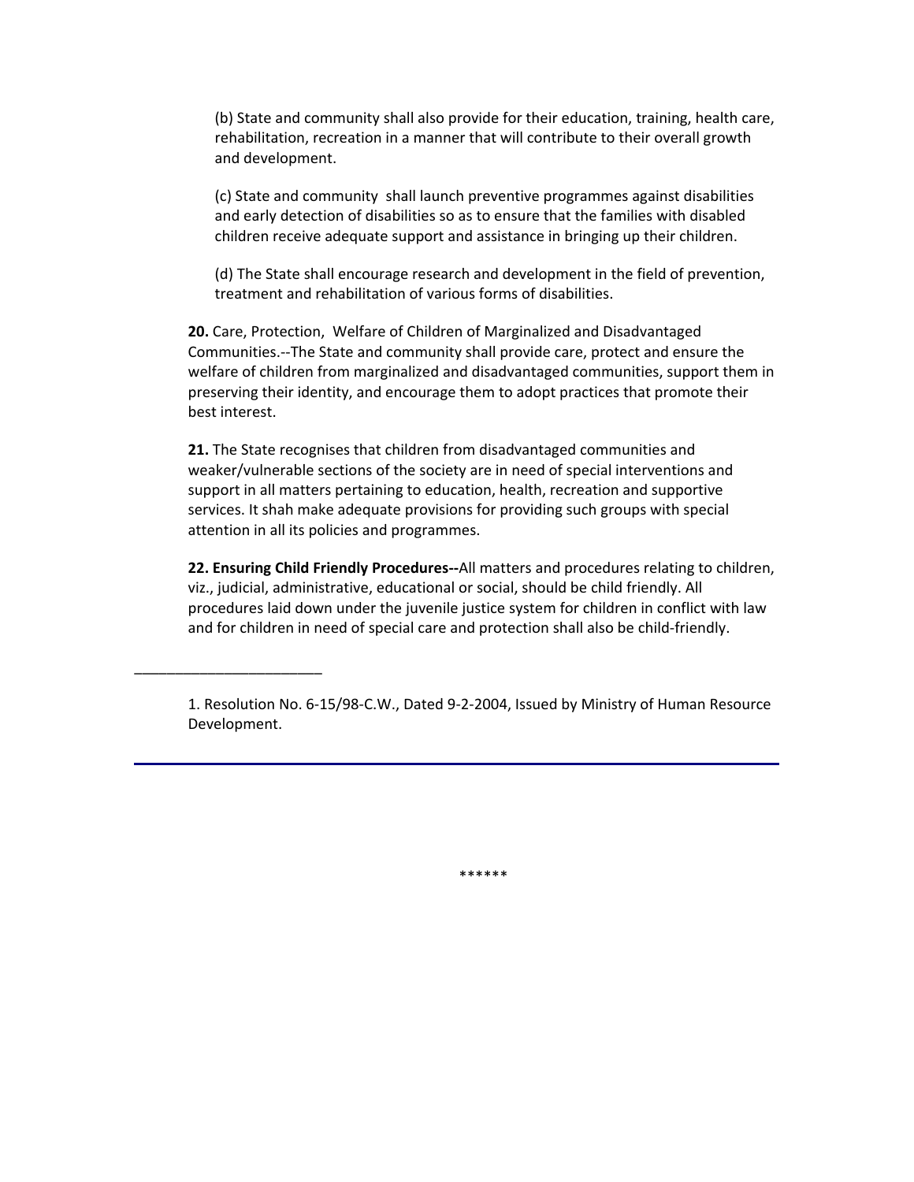(b) State and community shall also provide for their education, training, health care, rehabilitation, recreation in a manner that will contribute to their overall growth and development.

(c) State and community shall launch preventive programmes against disabilities and early detection of disabilities so as to ensure that the families with disabled children receive adequate support and assistance in bringing up their children.

(d) The State shall encourage research and development in the field of prevention, treatment and rehabilitation of various forms of disabilities.

**20.** Care, Protection, Welfare of Children of Marginalized and Disadvantaged Communities.--The State and community shall provide care, protect and ensure the welfare of children from marginalized and disadvantaged communities, support them in preserving their identity, and encourage them to adopt practices that promote their best interest.

**21.** The State recognises that children from disadvantaged communities and weaker/vulnerable sections of the society are in need of special interventions and support in all matters pertaining to education, health, recreation and supportive services. It shah make adequate provisions for providing such groups with special attention in all its policies and programmes.

**22. Ensuring Child Friendly Procedures--**All matters and procedures relating to children, viz., judicial, administrative, educational or social, should be child friendly. All procedures laid down under the juvenile justice system for children in conflict with law and for children in need of special care and protection shall also be child-friendly.

---

1. Resolution No. 6-15/98-C.W., Dated 9-2-2004, Issued by Ministry of Human Resource Development.

---

******